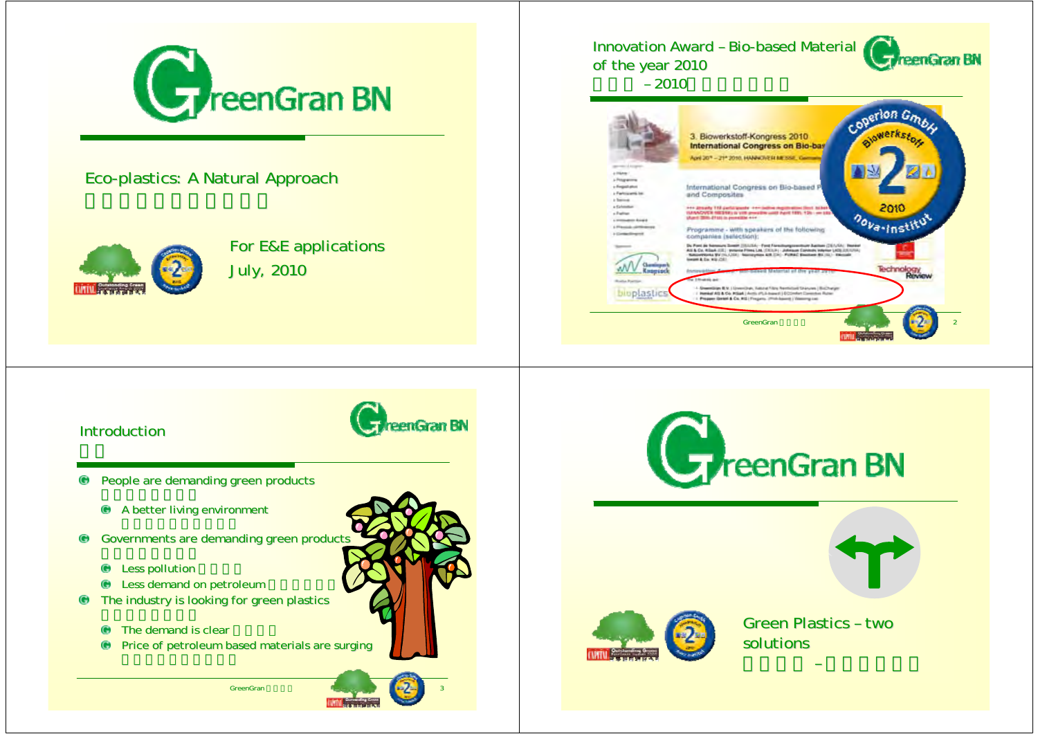# GreenGran BN

Eco-plastics: A Natural Approach

For E&E applications

July, 2010

---

## Innovation Award – Bio-based Material of the year 2010

– 2010

3. Biowerkstoff-Kongress 2010

International Congress on Bio-based Plastics and Composites

April 20th – 21st 2010, HANNOVER MESSE, Germany

Programme - with speakers of the following companies (selection):

Innovation Award "Bio-based Material of the year 2010"

- GreenGran B.V. | GreenGran, Natural Fibre Reinforced Granules | BioCharger
- Henkel AG & Co. KGaA | Acrylic, PLA-based | ECOmfort Correction Roller
- Propper GmbH & Co. KG | Progana, (PHA-based) | Watering can

GreenGran

---

## Introduction

- People are demanding green products
  - A better living environment
- Governments are demanding green products
  - Less pollution
  - Less demand on petroleum
- The industry is looking for green plastics
  - The demand is clear
  - Price of petroleum based materials are surging

GreenGran

---

# GreenGran BN

Green Plastics – two solutions

–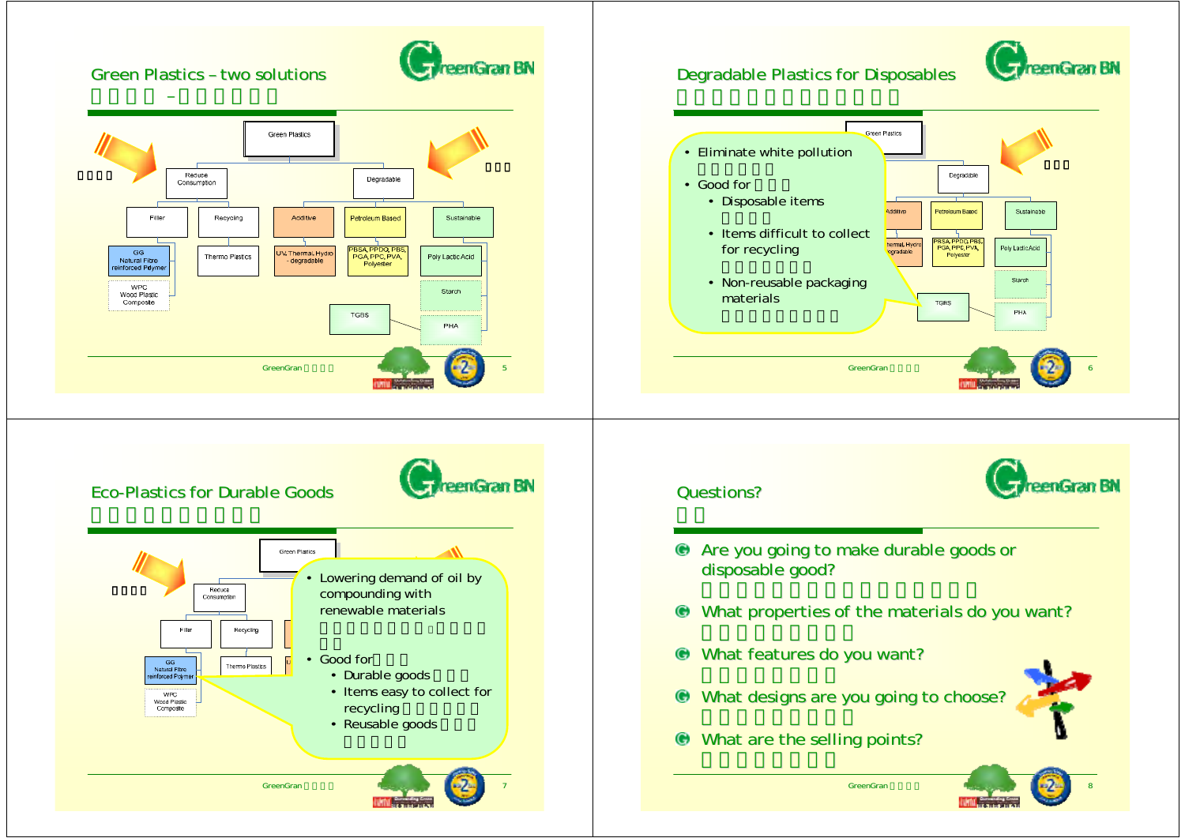## Green Plastics – two solutions

Green Plastics
- Reduce Consumption
  - Filler
    - GG Natural Fibre reinforced Polymer
    - WPC Wood Plastic Composite
  - Recycling
    - Thermo Plastics
- Degradable
  - Additive
    - UV, Thermal, Hydro - degradable
  - Petroleum Based
    - PBSA, PPDO, PBS, PGA, PPC, PVA, Polyester
  - Sustainable
    - Poly Lactic Acid
    - Starch
    - PHA
  - TGBS

GreenGran

## Degradable Plastics for Disposables

- Eliminate white pollution
- Good for
  - Disposable items
  - Items difficult to collect for recycling
  - Non-reusable packaging materials

GreenGran

## Eco-Plastics for Durable Goods

- Lowering demand of oil by compounding with renewable materials
- Good for
  - Durable goods
  - Items easy to collect for recycling
  - Reusable goods

GreenGran

## Questions?

- Are you going to make durable goods or disposable good?
- What properties of the materials do you want?
- What features do you want?
- What designs are you going to choose?
- What are the selling points?

GreenGran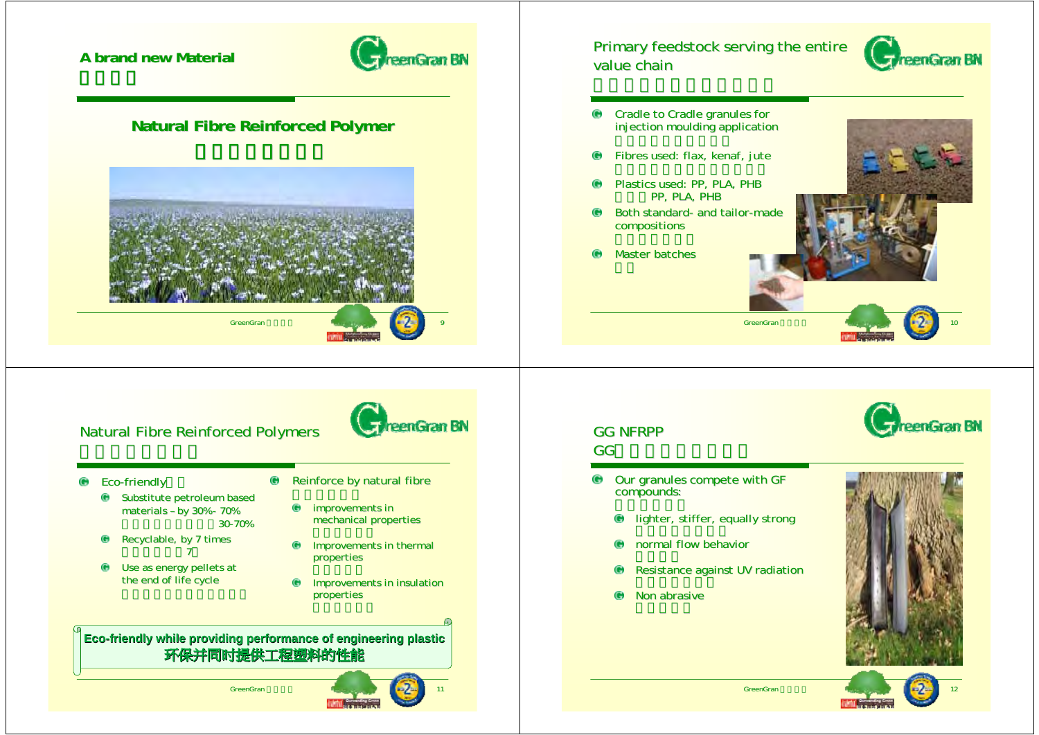## A brand new Material

新型材料

### Natural Fibre Reinforced Polymer

天然纤维增强聚合物

## Primary feedstock serving the entire value chain

服务于整个价值链的主要原料

- Cradle to Cradle granules for injection moulding application
- Fibres used: flax, kenaf, jute
- Plastics used: PP, PLA, PHB
  塑料：PP, PLA, PHB
- Both standard- and tailor-made compositions
- Master batches

## Natural Fibre Reinforced Polymers

天然纤维增强聚合物

- Eco-friendly
  - Substitute petroleum based materials – by 30%- 70%
    30-70%
  - Recyclable, by 7 times
    7
  - Use as energy pellets at the end of life cycle
- Reinforce by natural fibre
  - improvements in mechanical properties
  - Improvements in thermal properties
  - Improvements in insulation properties

**Eco-friendly while providing performance of engineering plastic**
**环保并同时提供工程塑料的性能**

## GG NFRPP

GG

- Our granules compete with GF compounds:
  - lighter, stiffer, equally strong
  - normal flow behavior
  - Resistance against UV radiation
  - Non abrasive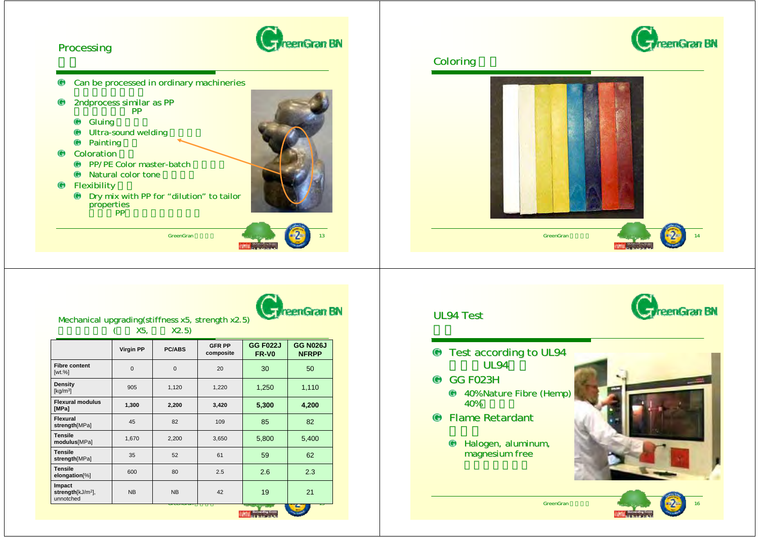## Processing

- Can be processed in ordinary machineries
- 2ndprocess similar as PP
  PP
  - Gluing
  - Ultra-sound welding
  - Painting
- Coloration
  - PP/PE Color master-batch
  - Natural color tone
- Flexibility
  - Dry mix with PP for "dilution" to tailor properties
    PP

## Coloring

## Mechanical upgrading(stiffness x5, strength x2.5)

( X5, X2.5)

| | Virgin PP | PC/ABS | GFR PP composite | GG F022J FR-V0 | GG N026J NFRPP |
|---|---|---|---|---|---|
| Fibre content [wt.%] | 0 | 0 | 20 | 30 | 50 |
| Density [kg/m³] | 905 | 1,120 | 1,220 | 1,250 | 1,110 |
| Flexural modulus [MPa] | 1,300 | 2,200 | 3,420 | 5,300 | 4,200 |
| Flexural strength[MPa] | 45 | 82 | 109 | 85 | 82 |
| Tensile modulus[MPa] | 1,670 | 2,200 | 3,650 | 5,800 | 5,400 |
| Tensile strength[MPa] | 35 | 52 | 61 | 59 | 62 |
| Tensile elongation[%] | 600 | 80 | 2.5 | 2.6 | 2.3 |
| Impact strength[kJ/m²], unnotched | NB | NB | 42 | 19 | 21 |

## UL94 Test

- Test according to UL94
  UL94
- GG F023H
  - 40%Nature Fibre (Hemp)
    40%
- Flame Retardant
  - Halogen, aluminum, magnesium free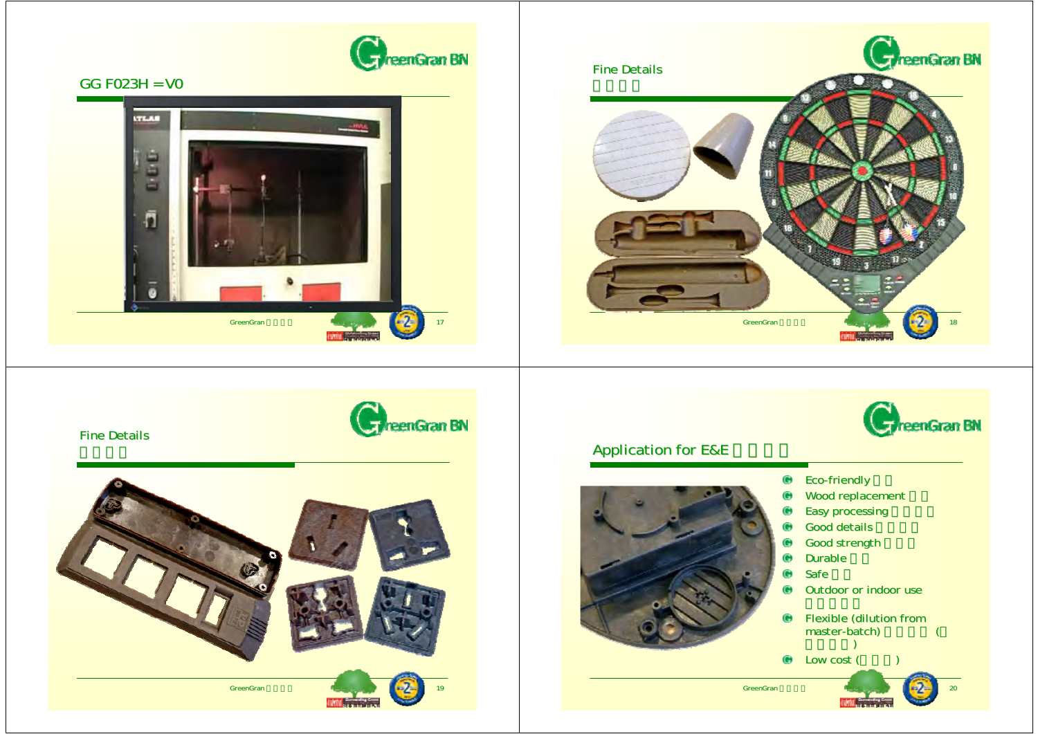## GG F023H =V0

## Fine Details

□□□□

## Fine Details

□□□□

## Application for E&E □□□□

- Eco-friendly □□
- Wood replacement □□
- Easy processing □□□□
- Good details □□□□
- Good strength □□□
- Durable □□
- Safe □□
- Outdoor or indoor use □□□□□
- Flexible (dilution from master-batch) □□□□ (□□□□□)
- Low cost (□□□)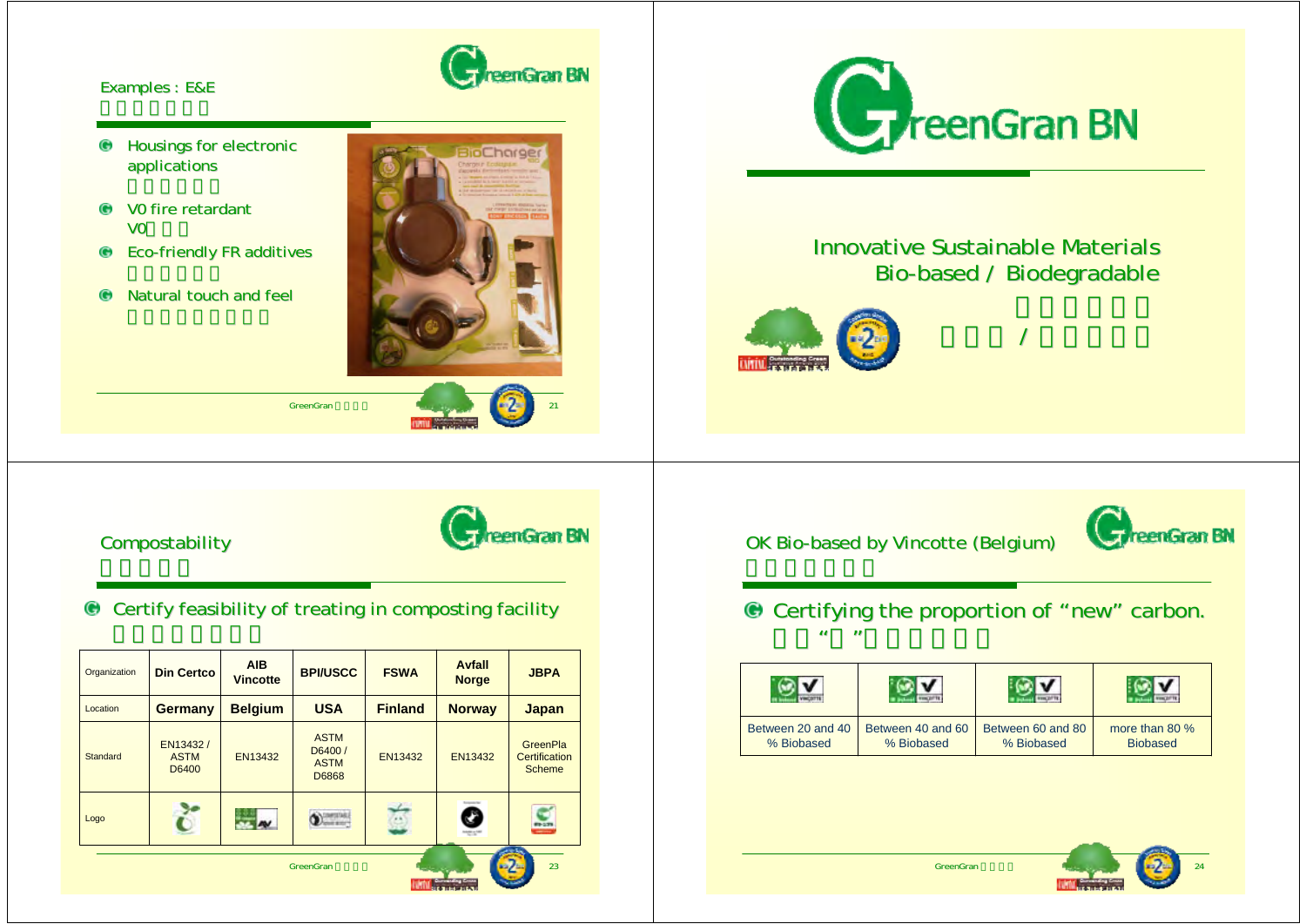## Examples : E&E

- Housings for electronic applications
- V0 fire retardant
- Eco-friendly FR additives
- Natural touch and feel

# GreenGran BN

Innovative Sustainable Materials
Bio-based / Biodegradable

## Compostability

- Certify feasibility of treating in composting facility

| Organization | Din Certco | AIB Vincotte | BPI/USCC | FSWA | Avfall Norge | JBPA |
|---|---|---|---|---|---|---|
| Location | Germany | Belgium | USA | Finland | Norway | Japan |
| Standard | EN13432 / ASTM D6400 | EN13432 | ASTM D6400 / ASTM D6868 | EN13432 | EN13432 | GreenPla Certification Scheme |
| Logo | | | | | | |

## OK Bio-based by Vincotte (Belgium)

- Certifying the proportion of "new" carbon.

| | | | |
|---|---|---|---|
| Between 20 and 40 % Biobased | Between 40 and 60 % Biobased | Between 60 and 80 % Biobased | more than 80 % Biobased |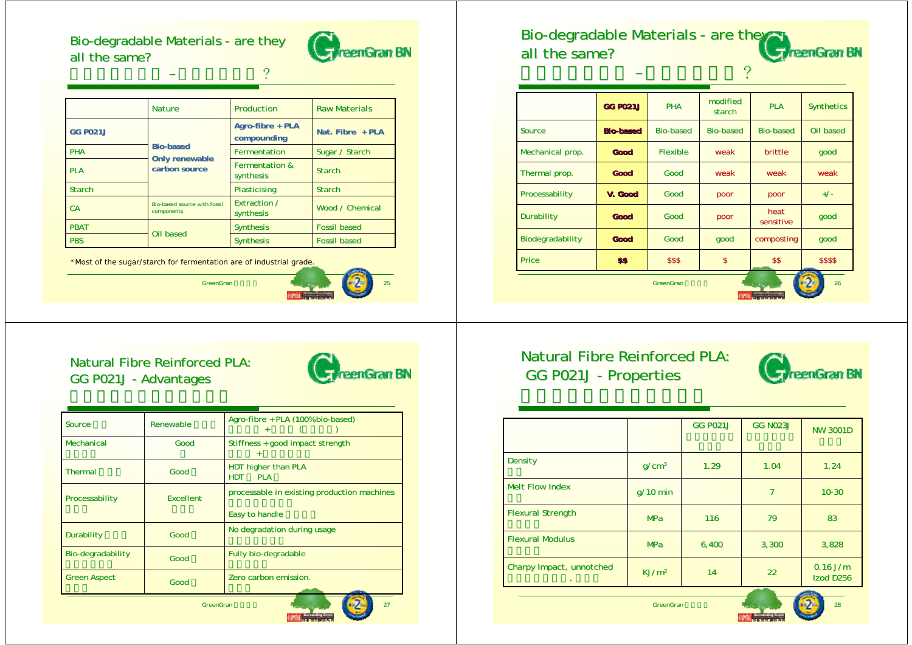## Bio-degradable Materials - are they all the same?

|  | Nature | Production | Raw Materials |
|---|---|---|---|
| **GG P021J** | **Bio-based Only renewable carbon source** | **Agro-fibre + PLA compounding** | **Nat. Fibre + PLA** |
| PHA |  | Fermentation | Sugar / Starch |
| PLA |  | Fermentation & synthesis | Starch |
| Starch |  | Plasticising | Starch |
| CA | Bio-based source with fossil components | Extraction / synthesis | Wood / Chemical |
| PBAT | Oil based | Synthesis | Fossil based |
| PBS |  | Synthesis | Fossil based |

*Most of the sugar/starch for fermentation are of industrial grade.

## Bio-degradable Materials - are they all the same?

|  | GG P021J | PHA | modified starch | PLA | Synthetics |
|---|---|---|---|---|---|
| Source | **Bio-based** | Bio-based | Bio-based | Bio-based | Oil based |
| Mechanical prop. | **Good** | Flexible | weak | brittle | good |
| Thermal prop. | **Good** | Good | weak | weak | weak |
| Processability | **V. Good** | Good | poor | poor | +/- |
| Durability | **Good** | Good | poor | heat sensitive | good |
| Biodegradability | **Good** | Good | good | composting | good |
| Price | **$$** | $$$ | $ | $$ | $$$$ |

## Natural Fibre Reinforced PLA: GG P021J - Advantages

| | | |
|---|---|---|
| Source | Renewable | Agro-fibre + PLA (100% bio-based) |
| Mechanical | Good | Stiffness + good impact strength |
| Thermal | Good | HDT higher than PLA |
| Processability | Excellent | processable in existing production machines<br>Easy to handle |
| Durability | Good | No degradation during usage |
| Bio-degradability | Good | Fully bio-degradable |
| Green Aspect | Good | Zero carbon emission. |

## Natural Fibre Reinforced PLA: GG P021J - Properties

|  |  | GG P021J | GG N023J | NW 3001D |
|---|---|---|---|---|
| Density | $g/cm^3$ | 1.29 | 1.04 | 1.24 |
| Melt Flow Index | g/10 min |  | 7 | 10-30 |
| Flexural Strength | MPa | 116 | 79 | 83 |
| Flexural Modulus | MPa | 6,400 | 3,300 | 3,828 |
| Charpy Impact, unnotched | $KJ/m^2$ | 14 | 22 | 0.16 J/m Izod D256 |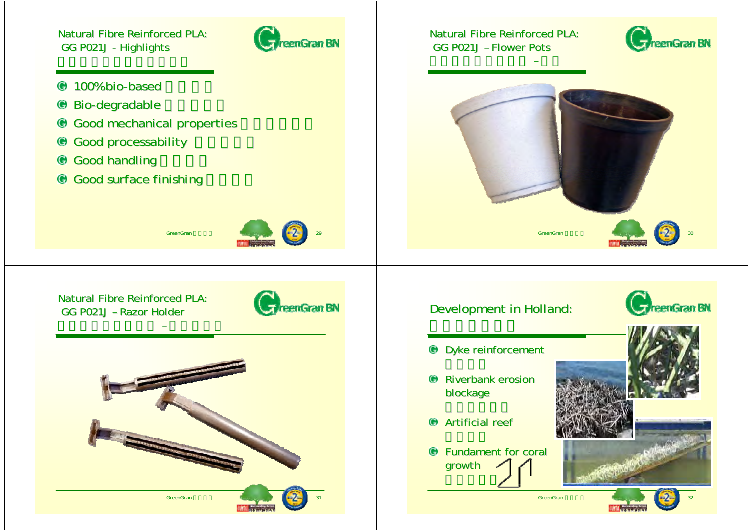## Natural Fibre Reinforced PLA: GG P021J - Highlights

- 100%bio-based
- Bio-degradable
- Good mechanical properties
- Good processability
- Good handling
- Good surface finishing

## Natural Fibre Reinforced PLA: GG P021J – Flower Pots

## Natural Fibre Reinforced PLA: GG P021J – Razor Holder

## Development in Holland:

- Dyke reinforcement
- Riverbank erosion blockage
- Artificial reef
- Fundament for coral growth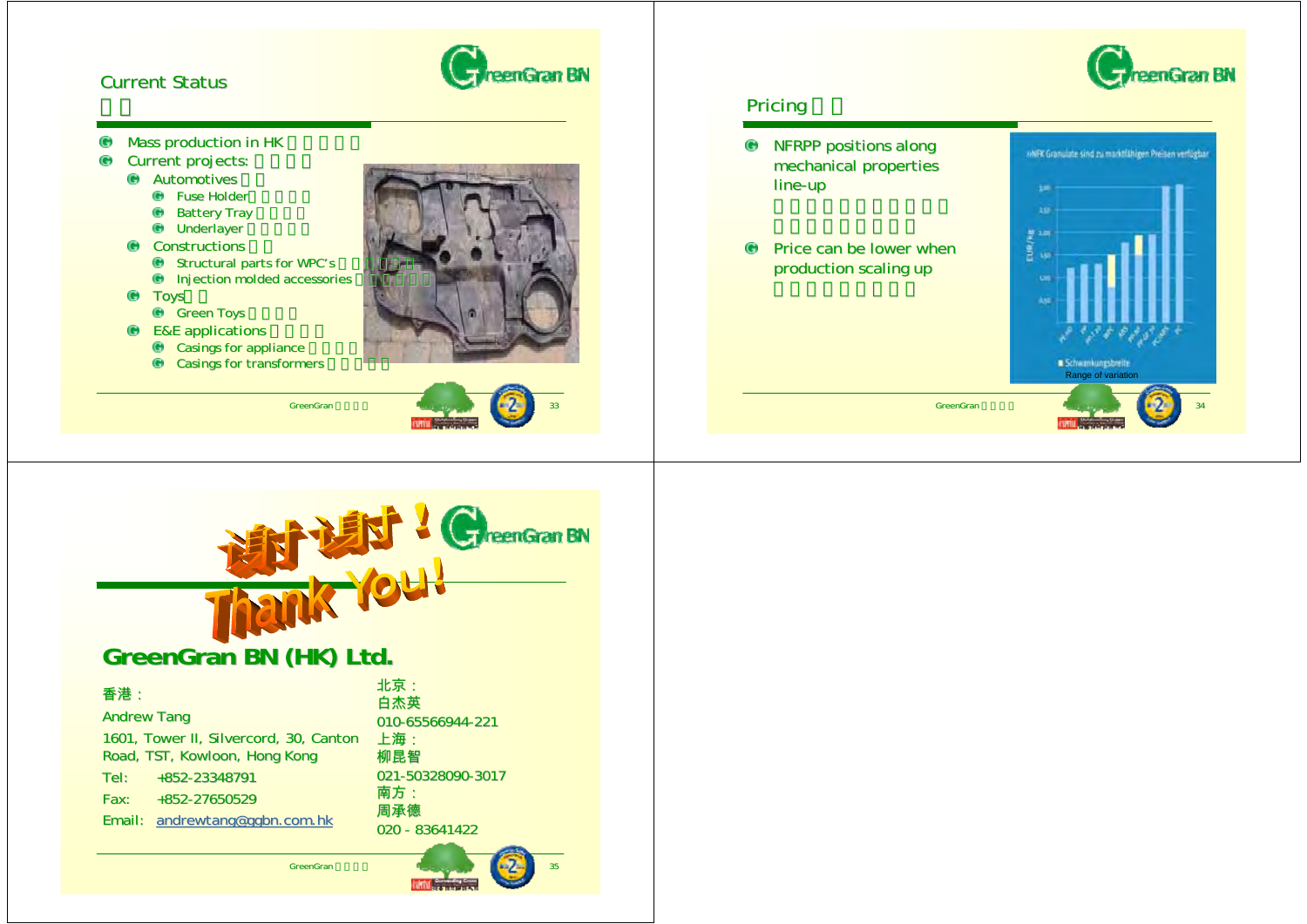## Current Status

- Mass production in HK
- Current projects:
  - Automotives
    - Fuse Holder
    - Battery Tray
    - Underlayer
  - Constructions
    - Structural parts for WPC's
    - Injection molded accessories
  - Toys
    - Green Toys
  - E&E applications
    - Casings for appliance
    - Casings for transformers

## Pricing

- NFRPP positions along mechanical properties line-up
- Price can be lower when production scaling up

NFK Granulate sind zu marktfähigen Preisen verfügbar

EUR/kg

Schwankungsbreite

Range of variation

## 谢谢！ Thank You!

**GreenGran BN (HK) Ltd.**

香港：

Andrew Tang

1601, Tower II, Silvercord, 30, Canton Road, TST, Kowloon, Hong Kong

Tel: +852-23348791

Fax: +852-27650529

Email: andrewtang@ggbn.com.hk

北京：

白杰英

010-65566944-221

上海：

柳昆智

021-50328090-3017

南方：

周承德

020 - 83641422